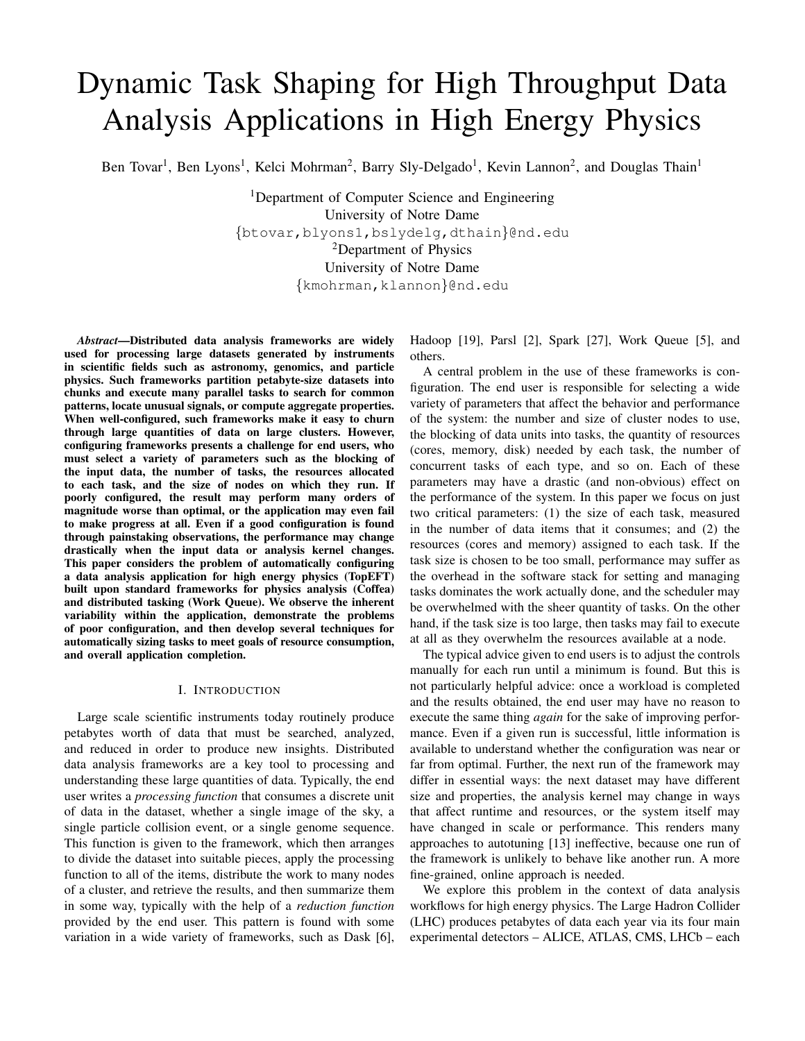# Dynamic Task Shaping for High Throughput Data Analysis Applications in High Energy Physics

Ben Tovar[1], Ben Lyons[1], Kelci Mohrman[2], Barry Sly-Delgado[1], Kevin Lannon[2], and Douglas Thain[1]

[1]Department of Computer Science and Engineering
University of Notre Dame
{btovar,blyons1,bslydelg,dthain}@nd.edu
[2]Department of Physics
University of Notre Dame
{kmohrman,klannon}@nd.edu

***Abstract*—Distributed data analysis frameworks are widely used for processing large datasets generated by instruments in scientific fields such as astronomy, genomics, and particle physics. Such frameworks partition petabyte-size datasets into chunks and execute many parallel tasks to search for common patterns, locate unusual signals, or compute aggregate properties. When well-configured, such frameworks make it easy to churn through large quantities of data on large clusters. However, configuring frameworks presents a challenge for end users, who must select a variety of parameters such as the blocking of the input data, the number of tasks, the resources allocated to each task, and the size of nodes on which they run. If poorly configured, the result may perform many orders of magnitude worse than optimal, or the application may even fail to make progress at all. Even if a good configuration is found through painstaking observations, the performance may change drastically when the input data or analysis kernel changes. This paper considers the problem of automatically configuring a data analysis application for high energy physics (TopEFT) built upon standard frameworks for physics analysis (Coffea) and distributed tasking (Work Queue). We observe the inherent variability within the application, demonstrate the problems of poor configuration, and then develop several techniques for automatically sizing tasks to meet goals of resource consumption, and overall application completion.**

## I. Introduction

Large scale scientific instruments today routinely produce petabytes worth of data that must be searched, analyzed, and reduced in order to produce new insights. Distributed data analysis frameworks are a key tool to processing and understanding these large quantities of data. Typically, the end user writes a *processing function* that consumes a discrete unit of data in the dataset, whether a single image of the sky, a single particle collision event, or a single genome sequence. This function is given to the framework, which then arranges to divide the dataset into suitable pieces, apply the processing function to all of the items, distribute the work to many nodes of a cluster, and retrieve the results, and then summarize them in some way, typically with the help of a *reduction function* provided by the end user. This pattern is found with some variation in a wide variety of frameworks, such as Dask [6], Hadoop [19], Parsl [2], Spark [27], Work Queue [5], and others.

A central problem in the use of these frameworks is configuration. The end user is responsible for selecting a wide variety of parameters that affect the behavior and performance of the system: the number and size of cluster nodes to use, the blocking of data units into tasks, the quantity of resources (cores, memory, disk) needed by each task, the number of concurrent tasks of each type, and so on. Each of these parameters may have a drastic (and non-obvious) effect on the performance of the system. In this paper we focus on just two critical parameters: (1) the size of each task, measured in the number of data items that it consumes; and (2) the resources (cores and memory) assigned to each task. If the task size is chosen to be too small, performance may suffer as the overhead in the software stack for setting and managing tasks dominates the work actually done, and the scheduler may be overwhelmed with the sheer quantity of tasks. On the other hand, if the task size is too large, then tasks may fail to execute at all as they overwhelm the resources available at a node.

The typical advice given to end users is to adjust the controls manually for each run until a minimum is found. But this is not particularly helpful advice: once a workload is completed and the results obtained, the end user may have no reason to execute the same thing *again* for the sake of improving performance. Even if a given run is successful, little information is available to understand whether the configuration was near or far from optimal. Further, the next run of the framework may differ in essential ways: the next dataset may have different size and properties, the analysis kernel may change in ways that affect runtime and resources, or the system itself may have changed in scale or performance. This renders many approaches to autotuning [13] ineffective, because one run of the framework is unlikely to behave like another run. A more fine-grained, online approach is needed.

We explore this problem in the context of data analysis workflows for high energy physics. The Large Hadron Collider (LHC) produces petabytes of data each year via its four main experimental detectors – ALICE, ATLAS, CMS, LHCb – each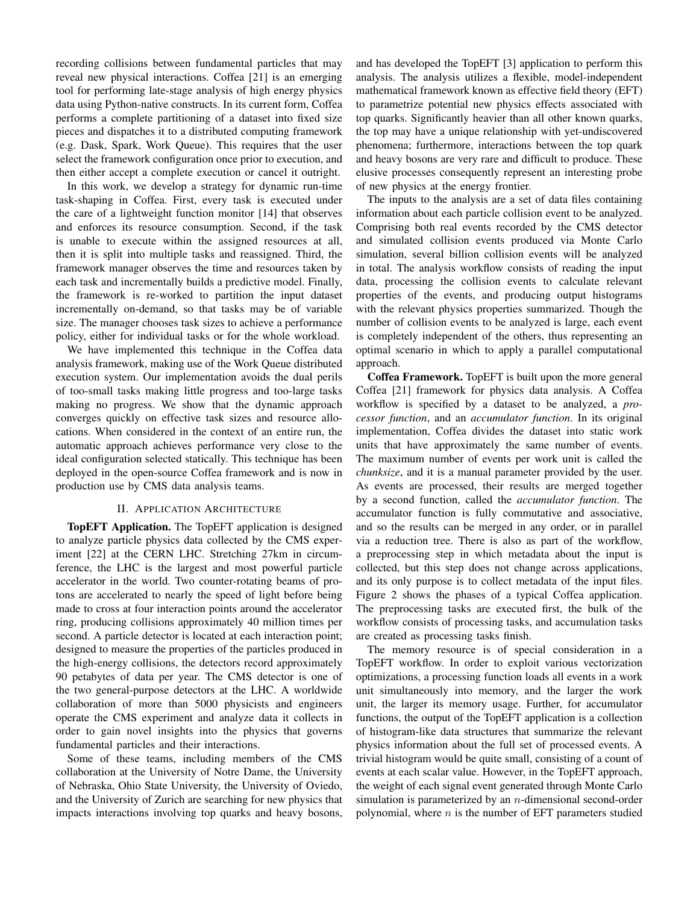recording collisions between fundamental particles that may reveal new physical interactions. Coffea [21] is an emerging tool for performing late-stage analysis of high energy physics data using Python-native constructs. In its current form, Coffea performs a complete partitioning of a dataset into fixed size pieces and dispatches it to a distributed computing framework (e.g. Dask, Spark, Work Queue). This requires that the user select the framework configuration once prior to execution, and then either accept a complete execution or cancel it outright.

In this work, we develop a strategy for dynamic run-time task-shaping in Coffea. First, every task is executed under the care of a lightweight function monitor [14] that observes and enforces its resource consumption. Second, if the task is unable to execute within the assigned resources at all, then it is split into multiple tasks and reassigned. Third, the framework manager observes the time and resources taken by each task and incrementally builds a predictive model. Finally, the framework is re-worked to partition the input dataset incrementally on-demand, so that tasks may be of variable size. The manager chooses task sizes to achieve a performance policy, either for individual tasks or for the whole workload.

We have implemented this technique in the Coffea data analysis framework, making use of the Work Queue distributed execution system. Our implementation avoids the dual perils of too-small tasks making little progress and too-large tasks making no progress. We show that the dynamic approach converges quickly on effective task sizes and resource allocations. When considered in the context of an entire run, the automatic approach achieves performance very close to the ideal configuration selected statically. This technique has been deployed in the open-source Coffea framework and is now in production use by CMS data analysis teams.

## II. Application Architecture

**TopEFT Application.** The TopEFT application is designed to analyze particle physics data collected by the CMS experiment [22] at the CERN LHC. Stretching 27km in circumference, the LHC is the largest and most powerful particle accelerator in the world. Two counter-rotating beams of protons are accelerated to nearly the speed of light before being made to cross at four interaction points around the accelerator ring, producing collisions approximately 40 million times per second. A particle detector is located at each interaction point; designed to measure the properties of the particles produced in the high-energy collisions, the detectors record approximately 90 petabytes of data per year. The CMS detector is one of the two general-purpose detectors at the LHC. A worldwide collaboration of more than 5000 physicists and engineers operate the CMS experiment and analyze data it collects in order to gain novel insights into the physics that governs fundamental particles and their interactions.

Some of these teams, including members of the CMS collaboration at the University of Notre Dame, the University of Nebraska, Ohio State University, the University of Oviedo, and the University of Zurich are searching for new physics that impacts interactions involving top quarks and heavy bosons, and has developed the TopEFT [3] application to perform this analysis. The analysis utilizes a flexible, model-independent mathematical framework known as effective field theory (EFT) to parametrize potential new physics effects associated with top quarks. Significantly heavier than all other known quarks, the top may have a unique relationship with yet-undiscovered phenomena; furthermore, interactions between the top quark and heavy bosons are very rare and difficult to produce. These elusive processes consequently represent an interesting probe of new physics at the energy frontier.

The inputs to the analysis are a set of data files containing information about each particle collision event to be analyzed. Comprising both real events recorded by the CMS detector and simulated collision events produced via Monte Carlo simulation, several billion collision events will be analyzed in total. The analysis workflow consists of reading the input data, processing the collision events to calculate relevant properties of the events, and producing output histograms with the relevant physics properties summarized. Though the number of collision events to be analyzed is large, each event is completely independent of the others, thus representing an optimal scenario in which to apply a parallel computational approach.

**Coffea Framework.** TopEFT is built upon the more general Coffea [21] framework for physics data analysis. A Coffea workflow is specified by a dataset to be analyzed, a *processor function*, and an *accumulator function*. In its original implementation, Coffea divides the dataset into static work units that have approximately the same number of events. The maximum number of events per work unit is called the *chunksize*, and it is a manual parameter provided by the user. As events are processed, their results are merged together by a second function, called the *accumulator function*. The accumulator function is fully commutative and associative, and so the results can be merged in any order, or in parallel via a reduction tree. There is also as part of the workflow, a preprocessing step in which metadata about the input is collected, but this step does not change across applications, and its only purpose is to collect metadata of the input files. Figure 2 shows the phases of a typical Coffea application. The preprocessing tasks are executed first, the bulk of the workflow consists of processing tasks, and accumulation tasks are created as processing tasks finish.

The memory resource is of special consideration in a TopEFT workflow. In order to exploit various vectorization optimizations, a processing function loads all events in a work unit simultaneously into memory, and the larger the work unit, the larger its memory usage. Further, for accumulator functions, the output of the TopEFT application is a collection of histogram-like data structures that summarize the relevant physics information about the full set of processed events. A trivial histogram would be quite small, consisting of a count of events at each scalar value. However, in the TopEFT approach, the weight of each signal event generated through Monte Carlo simulation is parameterized by an $n$-dimensional second-order polynomial, where $n$ is the number of EFT parameters studied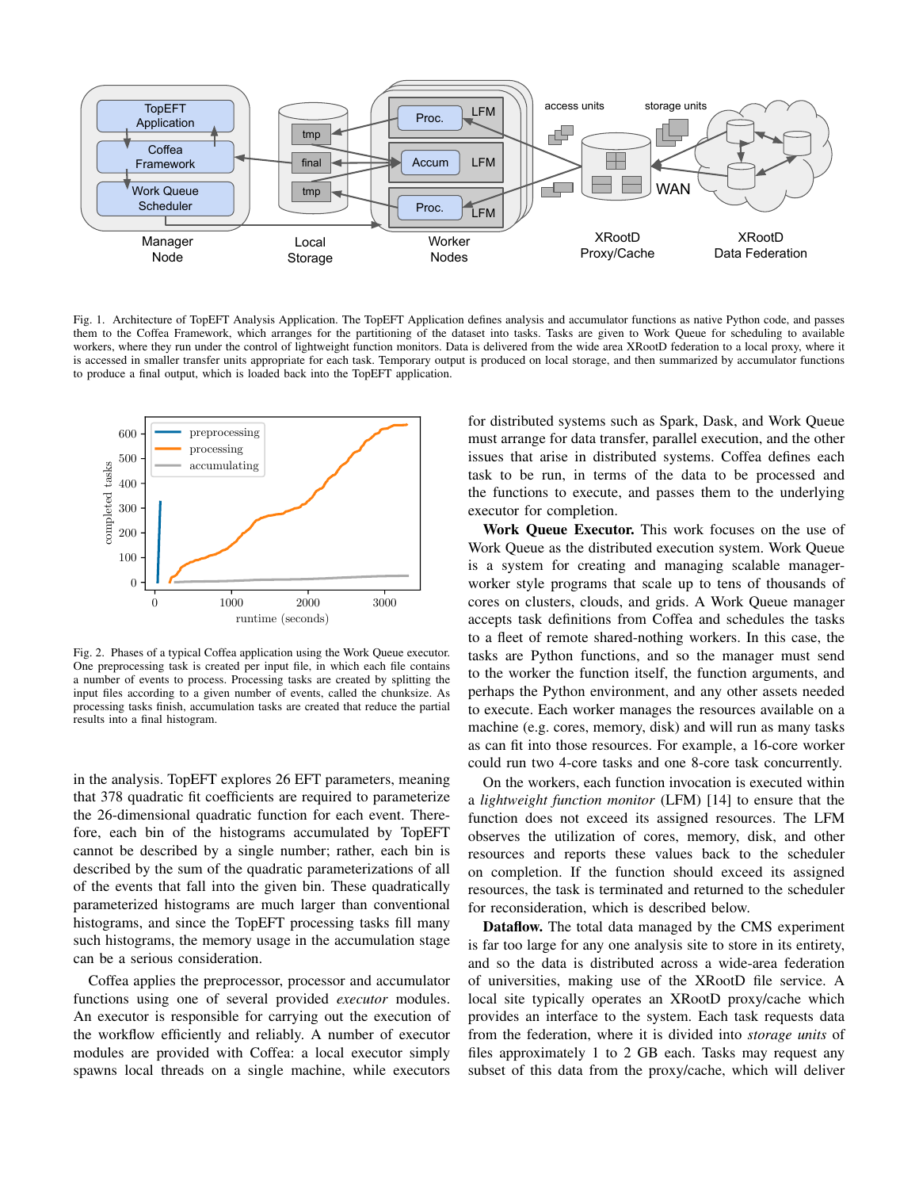Fig. 1. Architecture of TopEFT Analysis Application. The TopEFT Application defines analysis and accumulator functions as native Python code, and passes them to the Coffea Framework, which arranges for the partitioning of the dataset into tasks. Tasks are given to Work Queue for scheduling to available workers, where they run under the control of lightweight function monitors. Data is delivered from the wide area XRootD federation to a local proxy, where it is accessed in smaller transfer units appropriate for each task. Temporary output is produced on local storage, and then summarized by accumulator functions to produce a final output, which is loaded back into the TopEFT application.

Fig. 2. Phases of a typical Coffea application using the Work Queue executor. One preprocessing task is created per input file, in which each file contains a number of events to process. Processing tasks are created by splitting the input files according to a given number of events, called the chunksize. As processing tasks finish, accumulation tasks are created that reduce the partial results into a final histogram.

in the analysis. TopEFT explores 26 EFT parameters, meaning that 378 quadratic fit coefficients are required to parameterize the 26-dimensional quadratic function for each event. Therefore, each bin of the histograms accumulated by TopEFT cannot be described by a single number; rather, each bin is described by the sum of the quadratic parameterizations of all of the events that fall into the given bin. These quadratically parameterized histograms are much larger than conventional histograms, and since the TopEFT processing tasks fill many such histograms, the memory usage in the accumulation stage can be a serious consideration.

Coffea applies the preprocessor, processor and accumulator functions using one of several provided *executor* modules. An executor is responsible for carrying out the execution of the workflow efficiently and reliably. A number of executor modules are provided with Coffea: a local executor simply spawns local threads on a single machine, while executors for distributed systems such as Spark, Dask, and Work Queue must arrange for data transfer, parallel execution, and the other issues that arise in distributed systems. Coffea defines each task to be run, in terms of the data to be processed and the functions to execute, and passes them to the underlying executor for completion.

**Work Queue Executor.** This work focuses on the use of Work Queue as the distributed execution system. Work Queue is a system for creating and managing scalable manager-worker style programs that scale up to tens of thousands of cores on clusters, clouds, and grids. A Work Queue manager accepts task definitions from Coffea and schedules the tasks to a fleet of remote shared-nothing workers. In this case, the tasks are Python functions, and so the manager must send to the worker the function itself, the function arguments, and perhaps the Python environment, and any other assets needed to execute. Each worker manages the resources available on a machine (e.g. cores, memory, disk) and will run as many tasks as can fit into those resources. For example, a 16-core worker could run two 4-core tasks and one 8-core task concurrently.

On the workers, each function invocation is executed within a *lightweight function monitor* (LFM) [14] to ensure that the function does not exceed its assigned resources. The LFM observes the utilization of cores, memory, disk, and other resources and reports these values back to the scheduler on completion. If the function should exceed its assigned resources, the task is terminated and returned to the scheduler for reconsideration, which is described below.

**Dataflow.** The total data managed by the CMS experiment is far too large for any one analysis site to store in its entirety, and so the data is distributed across a wide-area federation of universities, making use of the XRootD file service. A local site typically operates an XRootD proxy/cache which provides an interface to the system. Each task requests data from the federation, where it is divided into *storage units* of files approximately 1 to 2 GB each. Tasks may request any subset of this data from the proxy/cache, which will deliver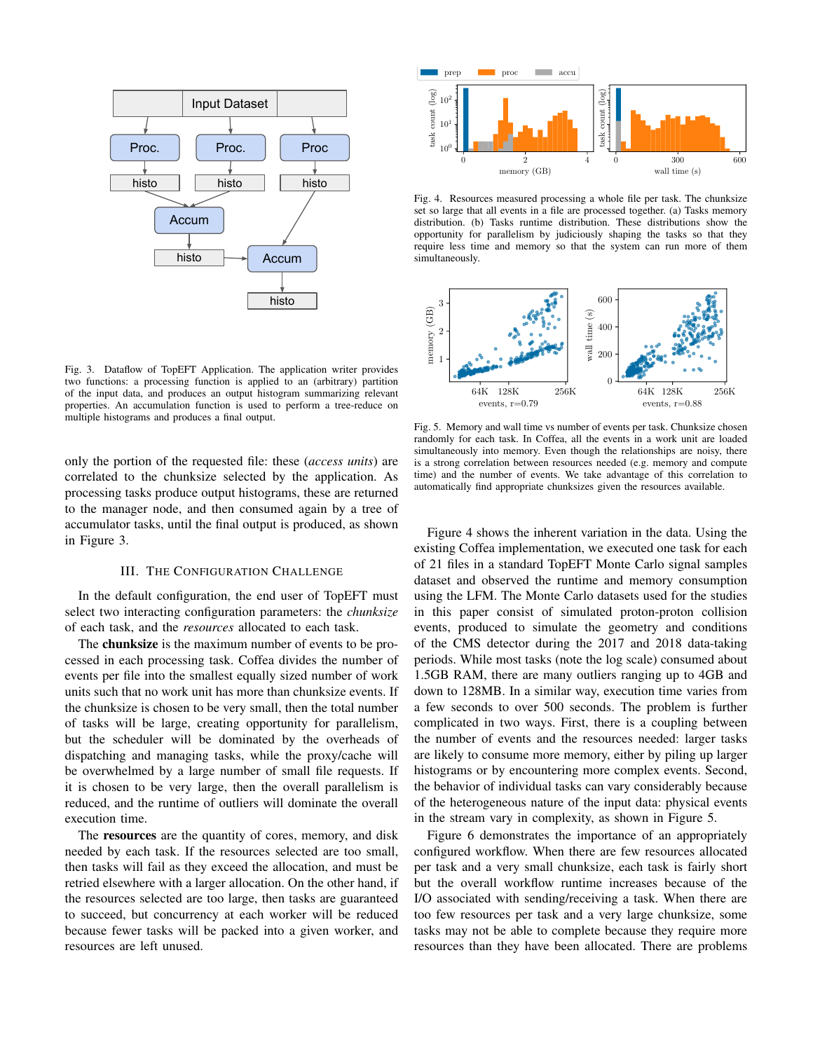Fig. 3. Dataflow of TopEFT Application. The application writer provides two functions: a processing function is applied to an (arbitrary) partition of the input data, and produces an output histogram summarizing relevant properties. An accumulation function is used to perform a tree-reduce on multiple histograms and produces a final output.

only the portion of the requested file: these (*access units*) are correlated to the chunksize selected by the application. As processing tasks produce output histograms, these are returned to the manager node, and then consumed again by a tree of accumulator tasks, until the final output is produced, as shown in Figure 3.

## III. The Configuration Challenge

In the default configuration, the end user of TopEFT must select two interacting configuration parameters: the *chunksize* of each task, and the *resources* allocated to each task.

The **chunksize** is the maximum number of events to be processed in each processing task. Coffea divides the number of events per file into the smallest equally sized number of work units such that no work unit has more than chunksize events. If the chunksize is chosen to be very small, then the total number of tasks will be large, creating opportunity for parallelism, but the scheduler will be dominated by the overheads of dispatching and managing tasks, while the proxy/cache will be overwhelmed by a large number of small file requests. If it is chosen to be very large, then the overall parallelism is reduced, and the runtime of outliers will dominate the overall execution time.

The **resources** are the quantity of cores, memory, and disk needed by each task. If the resources selected are too small, then tasks will fail as they exceed the allocation, and must be retried elsewhere with a larger allocation. On the other hand, if the resources selected are too large, then tasks are guaranteed to succeed, but concurrency at each worker will be reduced because fewer tasks will be packed into a given worker, and resources are left unused.

Fig. 4. Resources measured processing a whole file per task. The chunksize set so large that all events in a file are processed together. (a) Tasks memory distribution. (b) Tasks runtime distribution. These distributions show the opportunity for parallelism by judiciously shaping the tasks so that they require less time and memory so that the system can run more of them simultaneously.

Fig. 5. Memory and wall time vs number of events per task. Chunksize chosen randomly for each task. In Coffea, all the events in a work unit are loaded simultaneously into memory. Even though the relationships are noisy, there is a strong correlation between resources needed (e.g. memory and compute time) and the number of events. We take advantage of this correlation to automatically find appropriate chunksizes given the resources available.

Figure 4 shows the inherent variation in the data. Using the existing Coffea implementation, we executed one task for each of 21 files in a standard TopEFT Monte Carlo signal samples dataset and observed the runtime and memory consumption using the LFM. The Monte Carlo datasets used for the studies in this paper consist of simulated proton-proton collision events, produced to simulate the geometry and conditions of the CMS detector during the 2017 and 2018 data-taking periods. While most tasks (note the log scale) consumed about 1.5GB RAM, there are many outliers ranging up to 4GB and down to 128MB. In a similar way, execution time varies from a few seconds to over 500 seconds. The problem is further complicated in two ways. First, there is a coupling between the number of events and the resources needed: larger tasks are likely to consume more memory, either by piling up larger histograms or by encountering more complex events. Second, the behavior of individual tasks can vary considerably because of the heterogeneous nature of the input data: physical events in the stream vary in complexity, as shown in Figure 5.

Figure 6 demonstrates the importance of an appropriately configured workflow. When there are few resources allocated per task and a very small chunksize, each task is fairly short but the overall workflow runtime increases because of the I/O associated with sending/receiving a task. When there are too few resources per task and a very large chunksize, some tasks may not be able to complete because they require more resources than they have been allocated. There are problems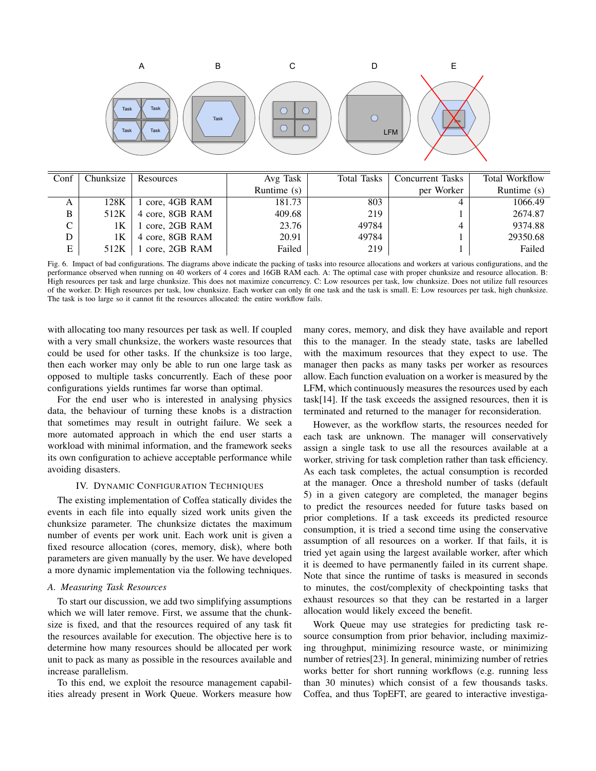| Conf | Chunksize | Resources | Avg Task Runtime (s) | Total Tasks | Concurrent Tasks per Worker | Total Workflow Runtime (s) |
|---|---|---|---|---|---|---|
| A | 128K | 1 core, 4GB RAM | 181.73 | 803 | 4 | 1066.49 |
| B | 512K | 4 core, 8GB RAM | 409.68 | 219 | 1 | 2674.87 |
| C | 1K | 1 core, 2GB RAM | 23.76 | 49784 | 4 | 9374.88 |
| D | 1K | 4 core, 8GB RAM | 20.91 | 49784 | 1 | 29350.68 |
| E | 512K | 1 core, 2GB RAM | Failed | 219 | 1 | Failed |

Fig. 6. Impact of bad configurations. The diagrams above indicate the packing of tasks into resource allocations and workers at various configurations, and the performance observed when running on 40 workers of 4 cores and 16GB RAM each. A: The optimal case with proper chunksize and resource allocation. B: High resources per task and large chunksize. This does not maximize concurrency. C: Low resources per task, low chunksize. Does not utilize full resources of the worker. D: High resources per task, low chunksize. Each worker can only fit one task and the task is small. E: Low resources per task, high chunksize. The task is too large so it cannot fit the resources allocated: the entire workflow fails.

with allocating too many resources per task as well. If coupled with a very small chunksize, the workers waste resources that could be used for other tasks. If the chunksize is too large, then each worker may only be able to run one large task as opposed to multiple tasks concurrently. Each of these poor configurations yields runtimes far worse than optimal.

For the end user who is interested in analysing physics data, the behaviour of turning these knobs is a distraction that sometimes may result in outright failure. We seek a more automated approach in which the end user starts a workload with minimal information, and the framework seeks its own configuration to achieve acceptable performance while avoiding disasters.

## IV. Dynamic Configuration Techniques

The existing implementation of Coffea statically divides the events in each file into equally sized work units given the chunksize parameter. The chunksize dictates the maximum number of events per work unit. Each work unit is given a fixed resource allocation (cores, memory, disk), where both parameters are given manually by the user. We have developed a more dynamic implementation via the following techniques.

### A. Measuring Task Resources

To start our discussion, we add two simplifying assumptions which we will later remove. First, we assume that the chunksize is fixed, and that the resources required of any task fit the resources available for execution. The objective here is to determine how many resources should be allocated per work unit to pack as many as possible in the resources available and increase parallelism.

To this end, we exploit the resource management capabilities already present in Work Queue. Workers measure how many cores, memory, and disk they have available and report this to the manager. In the steady state, tasks are labelled with the maximum resources that they expect to use. The manager then packs as many tasks per worker as resources allow. Each function evaluation on a worker is measured by the LFM, which continuously measures the resources used by each task[14]. If the task exceeds the assigned resources, then it is terminated and returned to the manager for reconsideration.

However, as the workflow starts, the resources needed for each task are unknown. The manager will conservatively assign a single task to use all the resources available at a worker, striving for task completion rather than task efficiency. As each task completes, the actual consumption is recorded at the manager. Once a threshold number of tasks (default 5) in a given category are completed, the manager begins to predict the resources needed for future tasks based on prior completions. If a task exceeds its predicted resource consumption, it is tried a second time using the conservative assumption of all resources on a worker. If that fails, it is tried yet again using the largest available worker, after which it is deemed to have permanently failed in its current shape. Note that since the runtime of tasks is measured in seconds to minutes, the cost/complexity of checkpointing tasks that exhaust resources so that they can be restarted in a larger allocation would likely exceed the benefit.

Work Queue may use strategies for predicting task resource consumption from prior behavior, including maximizing throughput, minimizing resource waste, or minimizing number of retries[23]. In general, minimizing number of retries works better for short running workflows (e.g. running less than 30 minutes) which consist of a few thousands tasks. Coffea, and thus TopEFT, are geared to interactive investiga-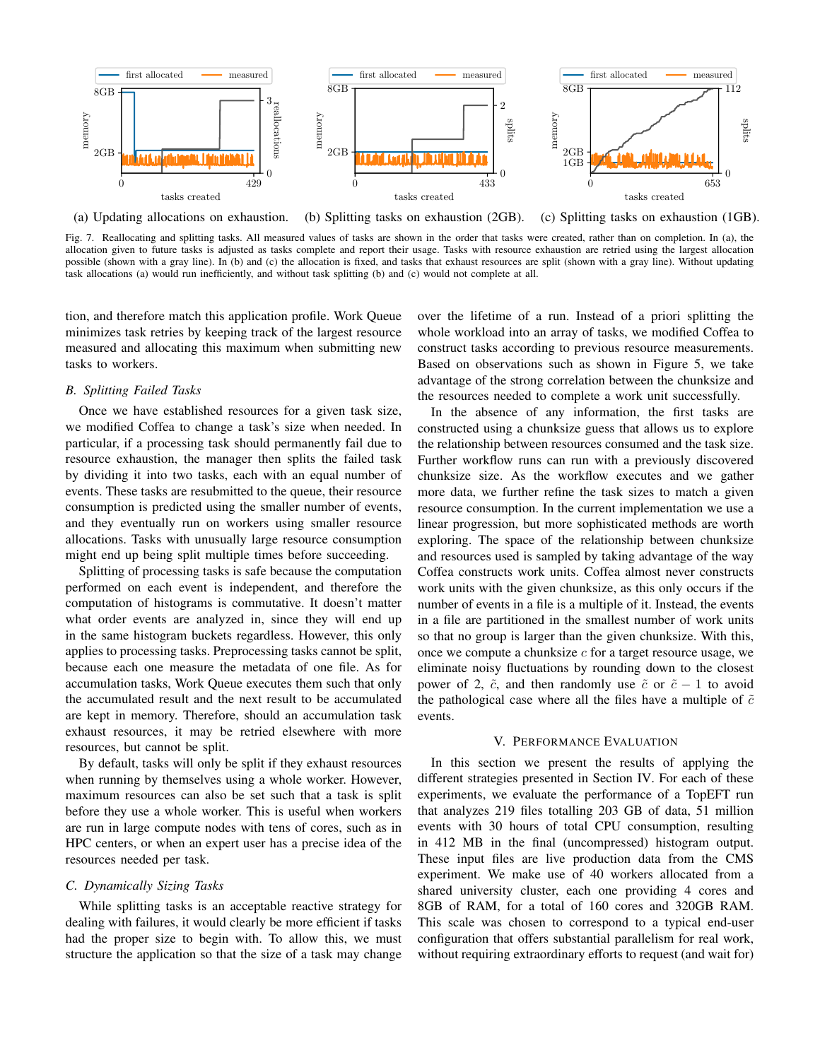(a) Updating allocations on exhaustion. (b) Splitting tasks on exhaustion (2GB). (c) Splitting tasks on exhaustion (1GB).

Fig. 7. Reallocating and splitting tasks. All measured values of tasks are shown in the order that tasks were created, rather than on completion. In (a), the allocation given to future tasks is adjusted as tasks complete and report their usage. Tasks with resource exhaustion are retried using the largest allocation possible (shown with a gray line). In (b) and (c) the allocation is fixed, and tasks that exhaust resources are split (shown with a gray line). Without updating task allocations (a) would run inefficiently, and without task splitting (b) and (c) would not complete at all.

tion, and therefore match this application profile. Work Queue minimizes task retries by keeping track of the largest resource measured and allocating this maximum when submitting new tasks to workers.

### B. Splitting Failed Tasks

Once we have established resources for a given task size, we modified Coffea to change a task's size when needed. In particular, if a processing task should permanently fail due to resource exhaustion, the manager then splits the failed task by dividing it into two tasks, each with an equal number of events. These tasks are resubmitted to the queue, their resource consumption is predicted using the smaller number of events, and they eventually run on workers using smaller resource allocations. Tasks with unusually large resource consumption might end up being split multiple times before succeeding.

Splitting of processing tasks is safe because the computation performed on each event is independent, and therefore the computation of histograms is commutative. It doesn't matter what order events are analyzed in, since they will end up in the same histogram buckets regardless. However, this only applies to processing tasks. Preprocessing tasks cannot be split, because each one measure the metadata of one file. As for accumulation tasks, Work Queue executes them such that only the accumulated result and the next result to be accumulated are kept in memory. Therefore, should an accumulation task exhaust resources, it may be retried elsewhere with more resources, but cannot be split.

By default, tasks will only be split if they exhaust resources when running by themselves using a whole worker. However, maximum resources can also be set such that a task is split before they use a whole worker. This is useful when workers are run in large compute nodes with tens of cores, such as in HPC centers, or when an expert user has a precise idea of the resources needed per task.

### C. Dynamically Sizing Tasks

While splitting tasks is an acceptable reactive strategy for dealing with failures, it would clearly be more efficient if tasks had the proper size to begin with. To allow this, we must structure the application so that the size of a task may change over the lifetime of a run. Instead of a priori splitting the whole workload into an array of tasks, we modified Coffea to construct tasks according to previous resource measurements. Based on observations such as shown in Figure 5, we take advantage of the strong correlation between the chunksize and the resources needed to complete a work unit successfully.

In the absence of any information, the first tasks are constructed using a chunksize guess that allows us to explore the relationship between resources consumed and the task size. Further workflow runs can run with a previously discovered chunksize size. As the workflow executes and we gather more data, we further refine the task sizes to match a given resource consumption. In the current implementation we use a linear progression, but more sophisticated methods are worth exploring. The space of the relationship between chunksize and resources used is sampled by taking advantage of the way Coffea constructs work units. Coffea almost never constructs work units with the given chunksize, as this only occurs if the number of events in a file is a multiple of it. Instead, the events in a file are partitioned in the smallest number of work units so that no group is larger than the given chunksize. With this, once we compute a chunksize $c$ for a target resource usage, we eliminate noisy fluctuations by rounding down to the closest power of 2, $\tilde{c}$, and then randomly use $\tilde{c}$ or $\tilde{c} - 1$ to avoid the pathological case where all the files have a multiple of $\tilde{c}$ events.

## V. Performance Evaluation

In this section we present the results of applying the different strategies presented in Section IV. For each of these experiments, we evaluate the performance of a TopEFT run that analyzes 219 files totalling 203 GB of data, 51 million events with 30 hours of total CPU consumption, resulting in 412 MB in the final (uncompressed) histogram output. These input files are live production data from the CMS experiment. We make use of 40 workers allocated from a shared university cluster, each one providing 4 cores and 8GB of RAM, for a total of 160 cores and 320GB RAM. This scale was chosen to correspond to a typical end-user configuration that offers substantial parallelism for real work, without requiring extraordinary efforts to request (and wait for)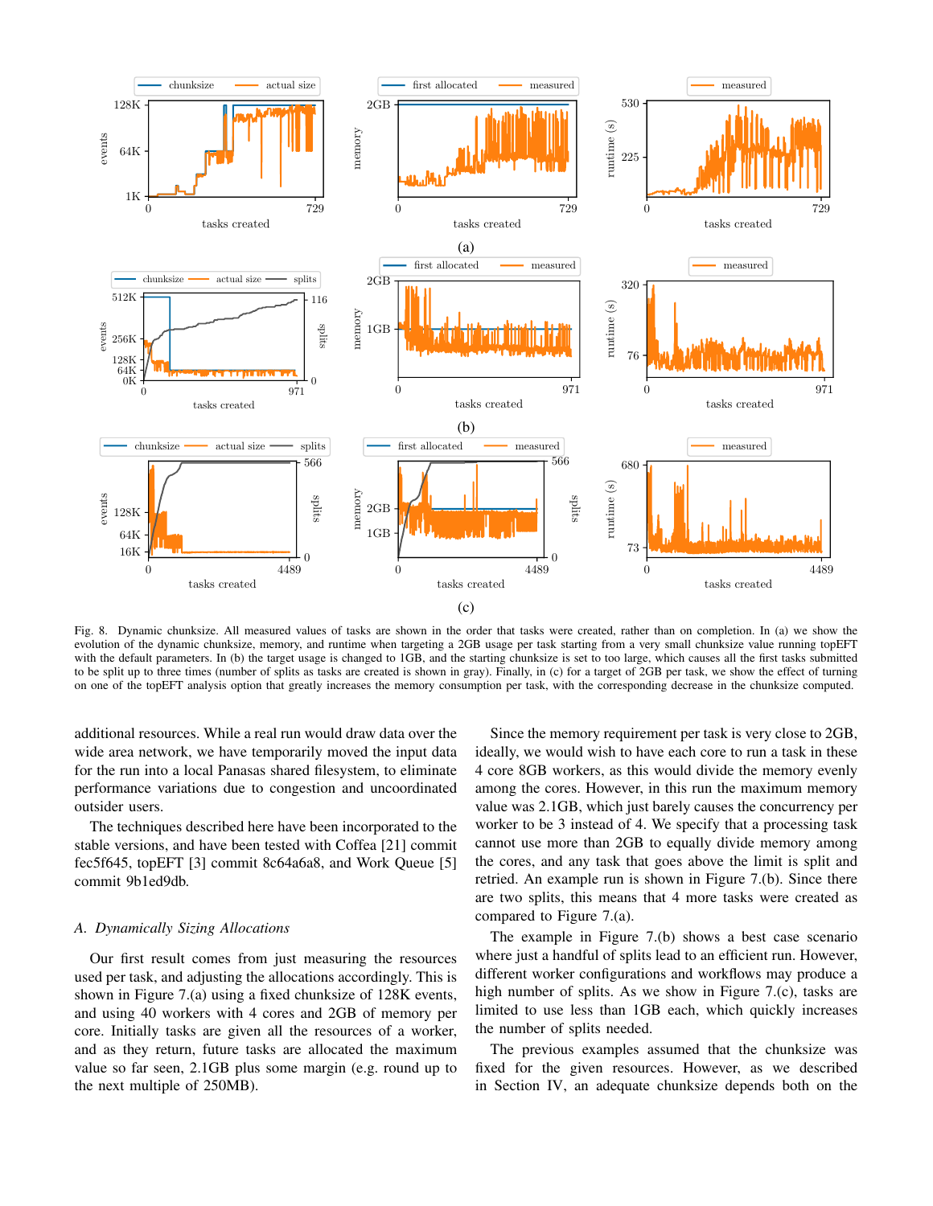Fig. 8. Dynamic chunksize. All measured values of tasks are shown in the order that tasks were created, rather than on completion. In (a) we show the evolution of the dynamic chunksize, memory, and runtime when targeting a 2GB usage per task starting from a very small chunksize value running topEFT with the default parameters. In (b) the target usage is changed to 1GB, and the starting chunksize is set to too large, which causes all the first tasks submitted to be split up to three times (number of splits as tasks are created is shown in gray). Finally, in (c) for a target of 2GB per task, we show the effect of turning on one of the topEFT analysis option that greatly increases the memory consumption per task, with the corresponding decrease in the chunksize computed.

additional resources. While a real run would draw data over the wide area network, we have temporarily moved the input data for the run into a local Panasas shared filesystem, to eliminate performance variations due to congestion and uncoordinated outsider users.

The techniques described here have been incorporated to the stable versions, and have been tested with Coffea [21] commit fec5f645, topEFT [3] commit 8c64a6a8, and Work Queue [5] commit 9b1ed9db.

### A. Dynamically Sizing Allocations

Our first result comes from just measuring the resources used per task, and adjusting the allocations accordingly. This is shown in Figure 7.(a) using a fixed chunksize of 128K events, and using 40 workers with 4 cores and 2GB of memory per core. Initially tasks are given all the resources of a worker, and as they return, future tasks are allocated the maximum value so far seen, 2.1GB plus some margin (e.g. round up to the next multiple of 250MB).

Since the memory requirement per task is very close to 2GB, ideally, we would wish to have each core to run a task in these 4 core 8GB workers, as this would divide the memory evenly among the cores. However, in this run the maximum memory value was 2.1GB, which just barely causes the concurrency per worker to be 3 instead of 4. We specify that a processing task cannot use more than 2GB to equally divide memory among the cores, and any task that goes above the limit is split and retried. An example run is shown in Figure 7.(b). Since there are two splits, this means that 4 more tasks were created as compared to Figure 7.(a).

The example in Figure 7.(b) shows a best case scenario where just a handful of splits lead to an efficient run. However, different worker configurations and workflows may produce a high number of splits. As we show in Figure 7.(c), tasks are limited to use less than 1GB each, which quickly increases the number of splits needed.

The previous examples assumed that the chunksize was fixed for the given resources. However, as we described in Section IV, an adequate chunksize depends both on the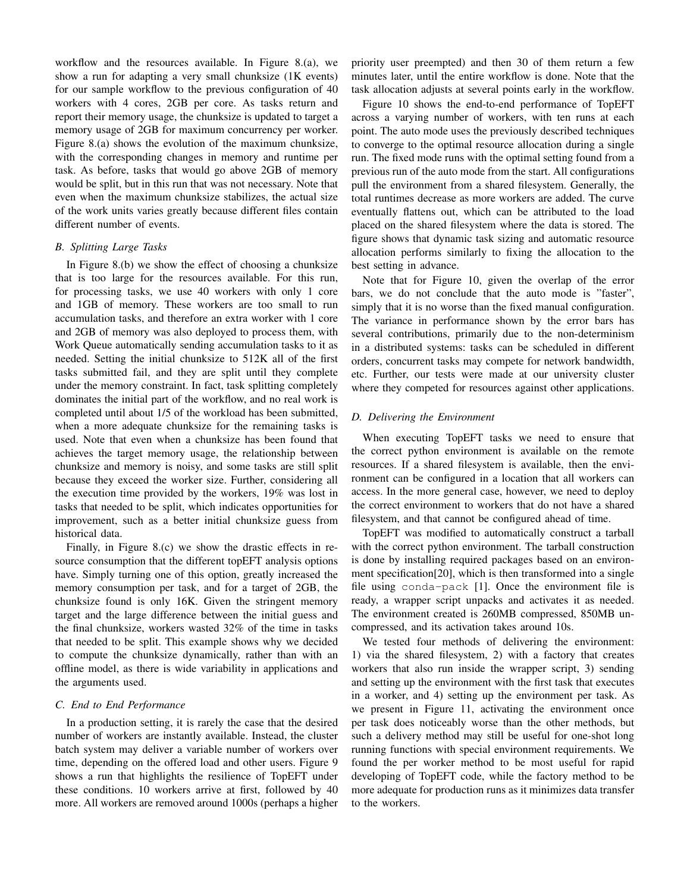workflow and the resources available. In Figure 8.(a), we show a run for adapting a very small chunksize (1K events) for our sample workflow to the previous configuration of 40 workers with 4 cores, 2GB per core. As tasks return and report their memory usage, the chunksize is updated to target a memory usage of 2GB for maximum concurrency per worker. Figure 8.(a) shows the evolution of the maximum chunksize, with the corresponding changes in memory and runtime per task. As before, tasks that would go above 2GB of memory would be split, but in this run that was not necessary. Note that even when the maximum chunksize stabilizes, the actual size of the work units varies greatly because different files contain different number of events.

### *B. Splitting Large Tasks*

In Figure 8.(b) we show the effect of choosing a chunksize that is too large for the resources available. For this run, for processing tasks, we use 40 workers with only 1 core and 1GB of memory. These workers are too small to run accumulation tasks, and therefore an extra worker with 1 core and 2GB of memory was also deployed to process them, with Work Queue automatically sending accumulation tasks to it as needed. Setting the initial chunksize to 512K all of the first tasks submitted fail, and they are split until they complete under the memory constraint. In fact, task splitting completely dominates the initial part of the workflow, and no real work is completed until about 1/5 of the workload has been submitted, when a more adequate chunksize for the remaining tasks is used. Note that even when a chunksize has been found that achieves the target memory usage, the relationship between chunksize and memory is noisy, and some tasks are still split because they exceed the worker size. Further, considering all the execution time provided by the workers, 19% was lost in tasks that needed to be split, which indicates opportunities for improvement, such as a better initial chunksize guess from historical data.

Finally, in Figure 8.(c) we show the drastic effects in resource consumption that the different topEFT analysis options have. Simply turning one of this option, greatly increased the memory consumption per task, and for a target of 2GB, the chunksize found is only 16K. Given the stringent memory target and the large difference between the initial guess and the final chunksize, workers wasted 32% of the time in tasks that needed to be split. This example shows why we decided to compute the chunksize dynamically, rather than with an offline model, as there is wide variability in applications and the arguments used.

### *C. End to End Performance*

In a production setting, it is rarely the case that the desired number of workers are instantly available. Instead, the cluster batch system may deliver a variable number of workers over time, depending on the offered load and other users. Figure 9 shows a run that highlights the resilience of TopEFT under these conditions. 10 workers arrive at first, followed by 40 more. All workers are removed around 1000s (perhaps a higher priority user preempted) and then 30 of them return a few minutes later, until the entire workflow is done. Note that the task allocation adjusts at several points early in the workflow.

Figure 10 shows the end-to-end performance of TopEFT across a varying number of workers, with ten runs at each point. The auto mode uses the previously described techniques to converge to the optimal resource allocation during a single run. The fixed mode runs with the optimal setting found from a previous run of the auto mode from the start. All configurations pull the environment from a shared filesystem. Generally, the total runtimes decrease as more workers are added. The curve eventually flattens out, which can be attributed to the load placed on the shared filesystem where the data is stored. The figure shows that dynamic task sizing and automatic resource allocation performs similarly to fixing the allocation to the best setting in advance.

Note that for Figure 10, given the overlap of the error bars, we do not conclude that the auto mode is "faster", simply that it is no worse than the fixed manual configuration. The variance in performance shown by the error bars has several contributions, primarily due to the non-determinism in a distributed systems: tasks can be scheduled in different orders, concurrent tasks may compete for network bandwidth, etc. Further, our tests were made at our university cluster where they competed for resources against other applications.

### *D. Delivering the Environment*

When executing TopEFT tasks we need to ensure that the correct python environment is available on the remote resources. If a shared filesystem is available, then the environment can be configured in a location that all workers can access. In the more general case, however, we need to deploy the correct environment to workers that do not have a shared filesystem, and that cannot be configured ahead of time.

TopEFT was modified to automatically construct a tarball with the correct python environment. The tarball construction is done by installing required packages based on an environment specification[20], which is then transformed into a single file using `conda-pack` [1]. Once the environment file is ready, a wrapper script unpacks and activates it as needed. The environment created is 260MB compressed, 850MB uncompressed, and its activation takes around 10s.

We tested four methods of delivering the environment: 1) via the shared filesystem, 2) with a factory that creates workers that also run inside the wrapper script, 3) sending and setting up the environment with the first task that executes in a worker, and 4) setting up the environment per task. As we present in Figure 11, activating the environment once per task does noticeably worse than the other methods, but such a delivery method may still be useful for one-shot long running functions with special environment requirements. We found the per worker method to be most useful for rapid developing of TopEFT code, while the factory method to be more adequate for production runs as it minimizes data transfer to the workers.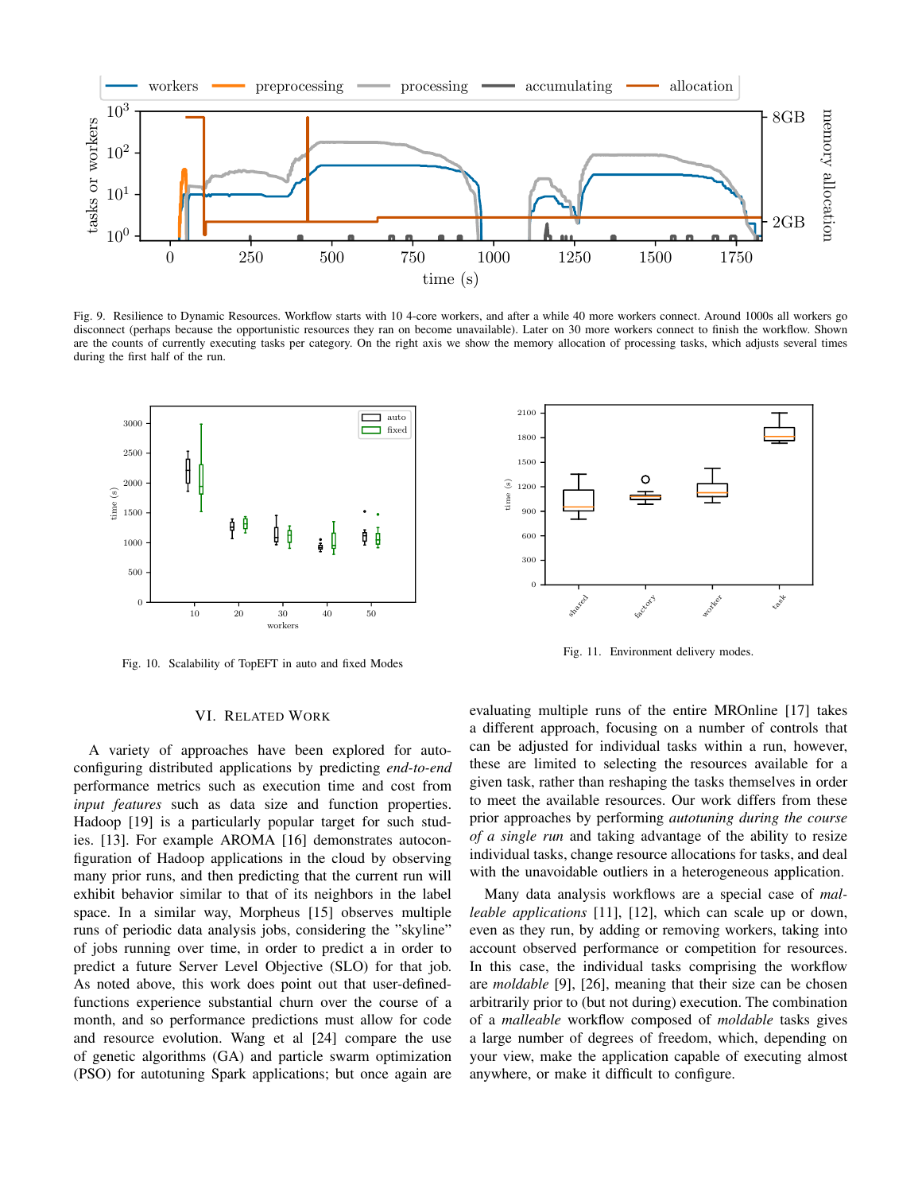Fig. 9. Resilience to Dynamic Resources. Workflow starts with 10 4-core workers, and after a while 40 more workers connect. Around 1000s all workers go disconnect (perhaps because the opportunistic resources they ran on become unavailable). Later on 30 more workers connect to finish the workflow. Shown are the counts of currently executing tasks per category. On the right axis we show the memory allocation of processing tasks, which adjusts several times during the first half of the run.

Fig. 10. Scalability of TopEFT in auto and fixed Modes

Fig. 11. Environment delivery modes.

## VI. Related Work

A variety of approaches have been explored for auto-configuring distributed applications by predicting *end-to-end* performance metrics such as execution time and cost from *input features* such as data size and function properties. Hadoop [19] is a particularly popular target for such studies. [13]. For example AROMA [16] demonstrates autoconfiguration of Hadoop applications in the cloud by observing many prior runs, and then predicting that the current run will exhibit behavior similar to that of its neighbors in the label space. In a similar way, Morpheus [15] observes multiple runs of periodic data analysis jobs, considering the "skyline" of jobs running over time, in order to predict a in order to predict a future Server Level Objective (SLO) for that job. As noted above, this work does point out that user-defined-functions experience substantial churn over the course of a month, and so performance predictions must allow for code and resource evolution. Wang et al [24] compare the use of genetic algorithms (GA) and particle swarm optimization (PSO) for autotuning Spark applications; but once again are evaluating multiple runs of the entire MROnline [17] takes a different approach, focusing on a number of controls that can be adjusted for individual tasks within a run, however, these are limited to selecting the resources available for a given task, rather than reshaping the tasks themselves in order to meet the available resources. Our work differs from these prior approaches by performing *autotuning during the course of a single run* and taking advantage of the ability to resize individual tasks, change resource allocations for tasks, and deal with the unavoidable outliers in a heterogeneous application.

Many data analysis workflows are a special case of *malleable applications* [11], [12], which can scale up or down, even as they run, by adding or removing workers, taking into account observed performance or competition for resources. In this case, the individual tasks comprising the workflow are *moldable* [9], [26], meaning that their size can be chosen arbitrarily prior to (but not during) execution. The combination of a *malleable* workflow composed of *moldable* tasks gives a large number of degrees of freedom, which, depending on your view, make the application capable of executing almost anywhere, or make it difficult to configure.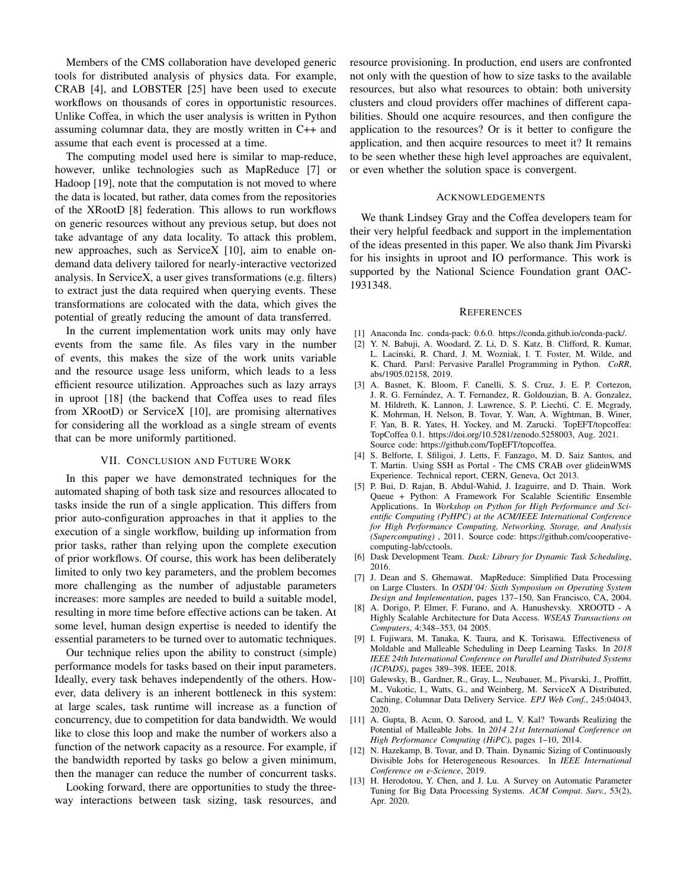Members of the CMS collaboration have developed generic tools for distributed analysis of physics data. For example, CRAB [4], and LOBSTER [25] have been used to execute workflows on thousands of cores in opportunistic resources. Unlike Coffea, in which the user analysis is written in Python assuming columnar data, they are mostly written in C++ and assume that each event is processed at a time.

The computing model used here is similar to map-reduce, however, unlike technologies such as MapReduce [7] or Hadoop [19], note that the computation is not moved to where the data is located, but rather, data comes from the repositories of the XRootD [8] federation. This allows to run workflows on generic resources without any previous setup, but does not take advantage of any data locality. To attack this problem, new approaches, such as ServiceX [10], aim to enable on-demand data delivery tailored for nearly-interactive vectorized analysis. In ServiceX, a user gives transformations (e.g. filters) to extract just the data required when querying events. These transformations are colocated with the data, which gives the potential of greatly reducing the amount of data transferred.

In the current implementation work units may only have events from the same file. As files vary in the number of events, this makes the size of the work units variable and the resource usage less uniform, which leads to a less efficient resource utilization. Approaches such as lazy arrays in uproot [18] (the backend that Coffea uses to read files from XRootD) or ServiceX [10], are promising alternatives for considering all the workload as a single stream of events that can be more uniformly partitioned.

## VII. Conclusion and Future Work

In this paper we have demonstrated techniques for the automated shaping of both task size and resources allocated to tasks inside the run of a single application. This differs from prior auto-configuration approaches in that it applies to the execution of a single workflow, building up information from prior tasks, rather than relying upon the complete execution of prior workflows. Of course, this work has been deliberately limited to only two key parameters, and the problem becomes more challenging as the number of adjustable parameters increases: more samples are needed to build a suitable model, resulting in more time before effective actions can be taken. At some level, human design expertise is needed to identify the essential parameters to be turned over to automatic techniques.

Our technique relies upon the ability to construct (simple) performance models for tasks based on their input parameters. Ideally, every task behaves independently of the others. However, data delivery is an inherent bottleneck in this system: at large scales, task runtime will increase as a function of concurrency, due to competition for data bandwidth. We would like to close this loop and make the number of workers also a function of the network capacity as a resource. For example, if the bandwidth reported by tasks go below a given minimum, then the manager can reduce the number of concurrent tasks.

Looking forward, there are opportunities to study the three-way interactions between task sizing, task resources, and resource provisioning. In production, end users are confronted not only with the question of how to size tasks to the available resources, but also what resources to obtain: both university clusters and cloud providers offer machines of different capabilities. Should one acquire resources, and then configure the application to the resources? Or is it better to configure the application, and then acquire resources to meet it? It remains to be seen whether these high level approaches are equivalent, or even whether the solution space is convergent.

## Acknowledgements

We thank Lindsey Gray and the Coffea developers team for their very helpful feedback and support in the implementation of the ideas presented in this paper. We also thank Jim Pivarski for his insights in uproot and IO performance. This work is supported by the National Science Foundation grant OAC-1931348.

## References

[1] Anaconda Inc. conda-pack: 0.6.0. https://conda.github.io/conda-pack/.

[2] Y. N. Babuji, A. Woodard, Z. Li, D. S. Katz, B. Clifford, R. Kumar, L. Lacinski, R. Chard, J. M. Wozniak, I. T. Foster, M. Wilde, and K. Chard. Parsl: Pervasive Parallel Programming in Python. *CoRR*, abs/1905.02158, 2019.

[3] A. Basnet, K. Bloom, F. Canelli, S. S. Cruz, J. E. P. Cortezon, J. R. G. Fernández, A. T. Fernandez, R. Goldouzian, B. A. Gonzalez, M. Hildreth, K. Lannon, J. Lawrence, S. P. Liechti, C. E. Mcgrady, K. Mohrman, H. Nelson, B. Tovar, Y. Wan, A. Wightman, B. Winer, F. Yan, B. R. Yates, H. Yockey, and M. Zarucki. TopEFT/topcoffea: TopCoffea 0.1. https://doi.org/10.5281/zenodo.5258003, Aug. 2021. Source code: https://github.com/TopEFT/topcoffea.

[4] S. Belforte, I. Sfiligoi, J. Letts, F. Fanzago, M. D. Saiz Santos, and T. Martin. Using SSH as Portal - The CMS CRAB over glideinWMS Experience. Technical report, CERN, Geneva, Oct 2013.

[5] P. Bui, D. Rajan, B. Abdul-Wahid, J. Izaguirre, and D. Thain. Work Queue + Python: A Framework For Scalable Scientific Ensemble Applications. In *Workshop on Python for High Performance and Scientific Computing (PyHPC) at the ACM/IEEE International Conference for High Performance Computing, Networking, Storage, and Analysis (Supercomputing)* , 2011. Source code: https://github.com/cooperative-computing-lab/cctools.

[6] Dask Development Team. *Dask: Library for Dynamic Task Scheduling*, 2016.

[7] J. Dean and S. Ghemawat. MapReduce: Simplified Data Processing on Large Clusters. In *OSDI'04: Sixth Symposium on Operating System Design and Implementation*, pages 137–150, San Francisco, CA, 2004.

[8] A. Dorigo, P. Elmer, F. Furano, and A. Hanushevsky. XROOTD - A Highly Scalable Architecture for Data Access. *WSEAS Transactions on Computers*, 4:348–353, 04 2005.

[9] I. Fujiwara, M. Tanaka, K. Taura, and K. Torisawa. Effectiveness of Moldable and Malleable Scheduling in Deep Learning Tasks. In *2018 IEEE 24th International Conference on Parallel and Distributed Systems (ICPADS)*, pages 389–398. IEEE, 2018.

[10] Galewsky, B., Gardner, R., Gray, L., Neubauer, M., Pivarski, J., Proffitt, M., Vukotic, I., Watts, G., and Weinberg, M. ServiceX A Distributed, Caching, Columnar Data Delivery Service. *EPJ Web Conf.*, 245:04043, 2020.

[11] A. Gupta, B. Acun, O. Sarood, and L. V. Kal? Towards Realizing the Potential of Malleable Jobs. In *2014 21st International Conference on High Performance Computing (HiPC)*, pages 1–10, 2014.

[12] N. Hazekamp, B. Tovar, and D. Thain. Dynamic Sizing of Continuously Divisible Jobs for Heterogeneous Resources. In *IEEE International Conference on e-Science*, 2019.

[13] H. Herodotou, Y. Chen, and J. Lu. A Survey on Automatic Parameter Tuning for Big Data Processing Systems. *ACM Comput. Surv.*, 53(2), Apr. 2020.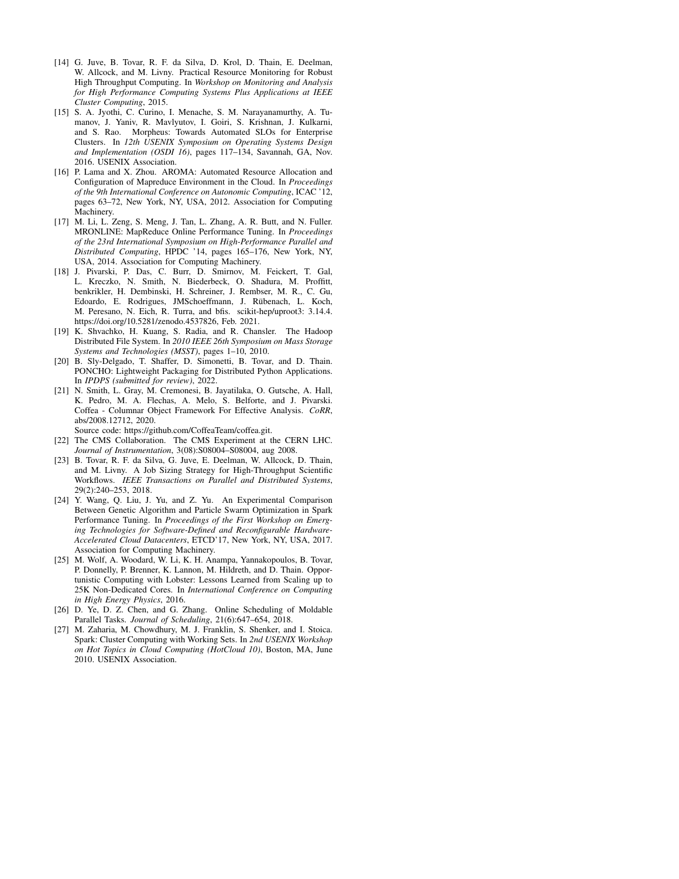[14] G. Juve, B. Tovar, R. F. da Silva, D. Krol, D. Thain, E. Deelman, W. Allcock, and M. Livny. Practical Resource Monitoring for Robust High Throughput Computing. In *Workshop on Monitoring and Analysis for High Performance Computing Systems Plus Applications at IEEE Cluster Computing*, 2015.

[15] S. A. Jyothi, C. Curino, I. Menache, S. M. Narayanamurthy, A. Tumanov, J. Yaniv, R. Mavlyutov, I. Goiri, S. Krishnan, J. Kulkarni, and S. Rao. Morpheus: Towards Automated SLOs for Enterprise Clusters. In *12th USENIX Symposium on Operating Systems Design and Implementation (OSDI 16)*, pages 117–134, Savannah, GA, Nov. 2016. USENIX Association.

[16] P. Lama and X. Zhou. AROMA: Automated Resource Allocation and Configuration of Mapreduce Environment in the Cloud. In *Proceedings of the 9th International Conference on Autonomic Computing*, ICAC '12, pages 63–72, New York, NY, USA, 2012. Association for Computing Machinery.

[17] M. Li, L. Zeng, S. Meng, J. Tan, L. Zhang, A. R. Butt, and N. Fuller. MRONLINE: MapReduce Online Performance Tuning. In *Proceedings of the 23rd International Symposium on High-Performance Parallel and Distributed Computing*, HPDC '14, pages 165–176, New York, NY, USA, 2014. Association for Computing Machinery.

[18] J. Pivarski, P. Das, C. Burr, D. Smirnov, M. Feickert, T. Gal, L. Kreczko, N. Smith, N. Biederbeck, O. Shadura, M. Proffitt, benkrikler, H. Dembinski, H. Schreiner, J. Rembser, M. R., C. Gu, Edoardo, E. Rodrigues, JMSchoeffmann, J. Rübenach, L. Koch, M. Peresano, N. Eich, R. Turra, and bfis. scikit-hep/uproot3: 3.14.4. https://doi.org/10.5281/zenodo.4537826, Feb. 2021.

[19] K. Shvachko, H. Kuang, S. Radia, and R. Chansler. The Hadoop Distributed File System. In *2010 IEEE 26th Symposium on Mass Storage Systems and Technologies (MSST)*, pages 1–10, 2010.

[20] B. Sly-Delgado, T. Shaffer, D. Simonetti, B. Tovar, and D. Thain. PONCHO: Lightweight Packaging for Distributed Python Applications. In *IPDPS (submitted for review)*, 2022.

[21] N. Smith, L. Gray, M. Cremonesi, B. Jayatilaka, O. Gutsche, A. Hall, K. Pedro, M. A. Flechas, A. Melo, S. Belforte, and J. Pivarski. Coffea - Columnar Object Framework For Effective Analysis. *CoRR*, abs/2008.12712, 2020.
Source code: https://github.com/CoffeaTeam/coffea.git.

[22] The CMS Collaboration. The CMS Experiment at the CERN LHC. *Journal of Instrumentation*, 3(08):S08004–S08004, aug 2008.

[23] B. Tovar, R. F. da Silva, G. Juve, E. Deelman, W. Allcock, D. Thain, and M. Livny. A Job Sizing Strategy for High-Throughput Scientific Workflows. *IEEE Transactions on Parallel and Distributed Systems*, 29(2):240–253, 2018.

[24] Y. Wang, Q. Liu, J. Yu, and Z. Yu. An Experimental Comparison Between Genetic Algorithm and Particle Swarm Optimization in Spark Performance Tuning. In *Proceedings of the First Workshop on Emerging Technologies for Software-Defined and Reconfigurable Hardware-Accelerated Cloud Datacenters*, ETCD'17, New York, NY, USA, 2017. Association for Computing Machinery.

[25] M. Wolf, A. Woodard, W. Li, K. H. Anampa, Yannakopoulos, B. Tovar, P. Donnelly, P. Brenner, K. Lannon, M. Hildreth, and D. Thain. Opportunistic Computing with Lobster: Lessons Learned from Scaling up to 25K Non-Dedicated Cores. In *International Conference on Computing in High Energy Physics*, 2016.

[26] D. Ye, D. Z. Chen, and G. Zhang. Online Scheduling of Moldable Parallel Tasks. *Journal of Scheduling*, 21(6):647–654, 2018.

[27] M. Zaharia, M. Chowdhury, M. J. Franklin, S. Shenker, and I. Stoica. Spark: Cluster Computing with Working Sets. In *2nd USENIX Workshop on Hot Topics in Cloud Computing (HotCloud 10)*, Boston, MA, June 2010. USENIX Association.